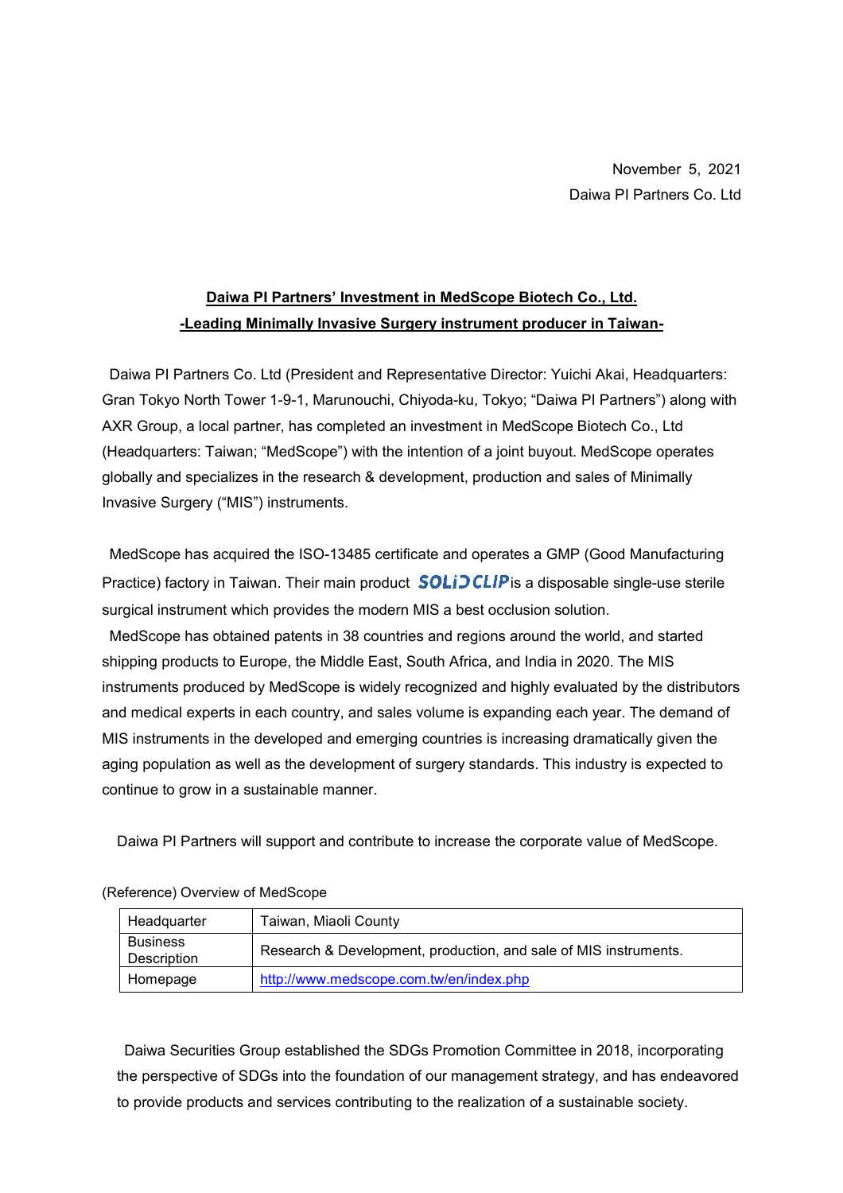November 5, 2021

Daiwa PI Partners Co. Ltd

**Daiwa PI Partners' Investment in MedScope Biotech Co., Ltd.**

**-Leading Minimally Invasive Surgery instrument producer in Taiwan-**

Daiwa PI Partners Co. Ltd (President and Representative Director: Yuichi Akai, Headquarters: Gran Tokyo North Tower 1-9-1, Marunouchi, Chiyoda-ku, Tokyo; "Daiwa PI Partners") along with AXR Group, a local partner, has completed an investment in MedScope Biotech Co., Ltd (Headquarters: Taiwan; "MedScope") with the intention of a joint buyout. MedScope operates globally and specializes in the research & development, production and sales of Minimally Invasive Surgery ("MIS") instruments.

MedScope has acquired the ISO-13485 certificate and operates a GMP (Good Manufacturing Practice) factory in Taiwan. Their main product SOLiDCLIP is a disposable single-use sterile surgical instrument which provides the modern MIS a best occlusion solution.

MedScope has obtained patents in 38 countries and regions around the world, and started shipping products to Europe, the Middle East, South Africa, and India in 2020. The MIS instruments produced by MedScope is widely recognized and highly evaluated by the distributors and medical experts in each country, and sales volume is expanding each year. The demand of MIS instruments in the developed and emerging countries is increasing dramatically given the aging population as well as the development of surgery standards. This industry is expected to continue to grow in a sustainable manner.

Daiwa PI Partners will support and contribute to increase the corporate value of MedScope.

(Reference) Overview of MedScope

| Headquarter | Taiwan, Miaoli County |
|---|---|
| Business Description | Research & Development, production, and sale of MIS instruments. |
| Homepage | http://www.medscope.com.tw/en/index.php |

Daiwa Securities Group established the SDGs Promotion Committee in 2018, incorporating the perspective of SDGs into the foundation of our management strategy, and has endeavored to provide products and services contributing to the realization of a sustainable society.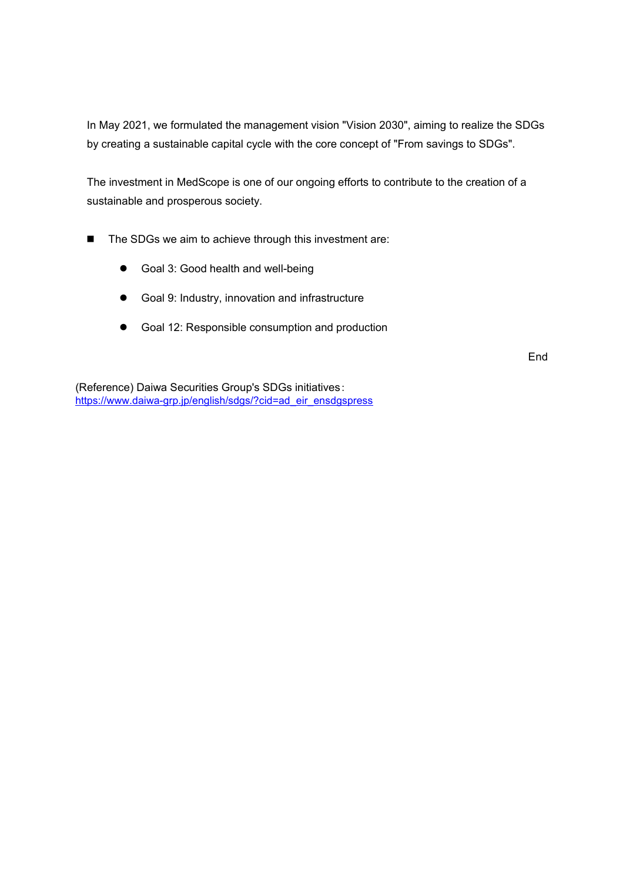In May 2021, we formulated the management vision "Vision 2030", aiming to realize the SDGs by creating a sustainable capital cycle with the core concept of "From savings to SDGs".

The investment in MedScope is one of our ongoing efforts to contribute to the creation of a sustainable and prosperous society.

- The SDGs we aim to achieve through this investment are:
  - Goal 3: Good health and well-being
  - Goal 9: Industry, innovation and infrastructure
  - Goal 12: Responsible consumption and production

End

(Reference) Daiwa Securities Group's SDGs initiatives：
https://www.daiwa-grp.jp/english/sdgs/?cid=ad_eir_ensdgspress